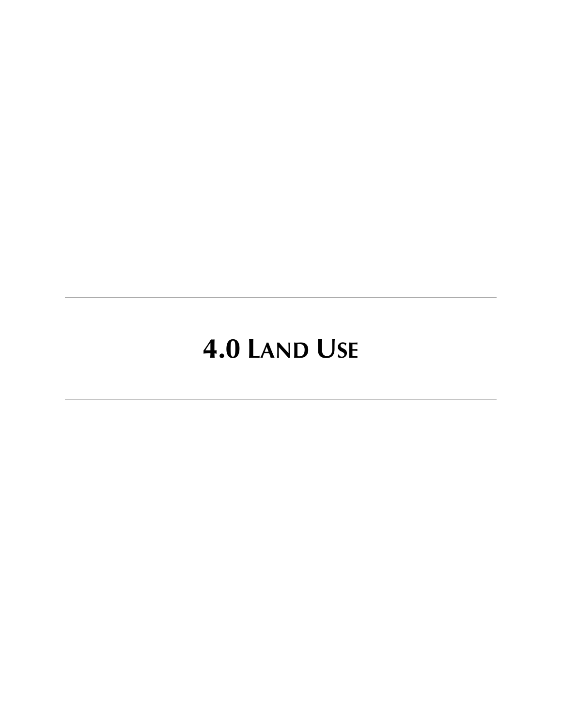# 4.0 Land Use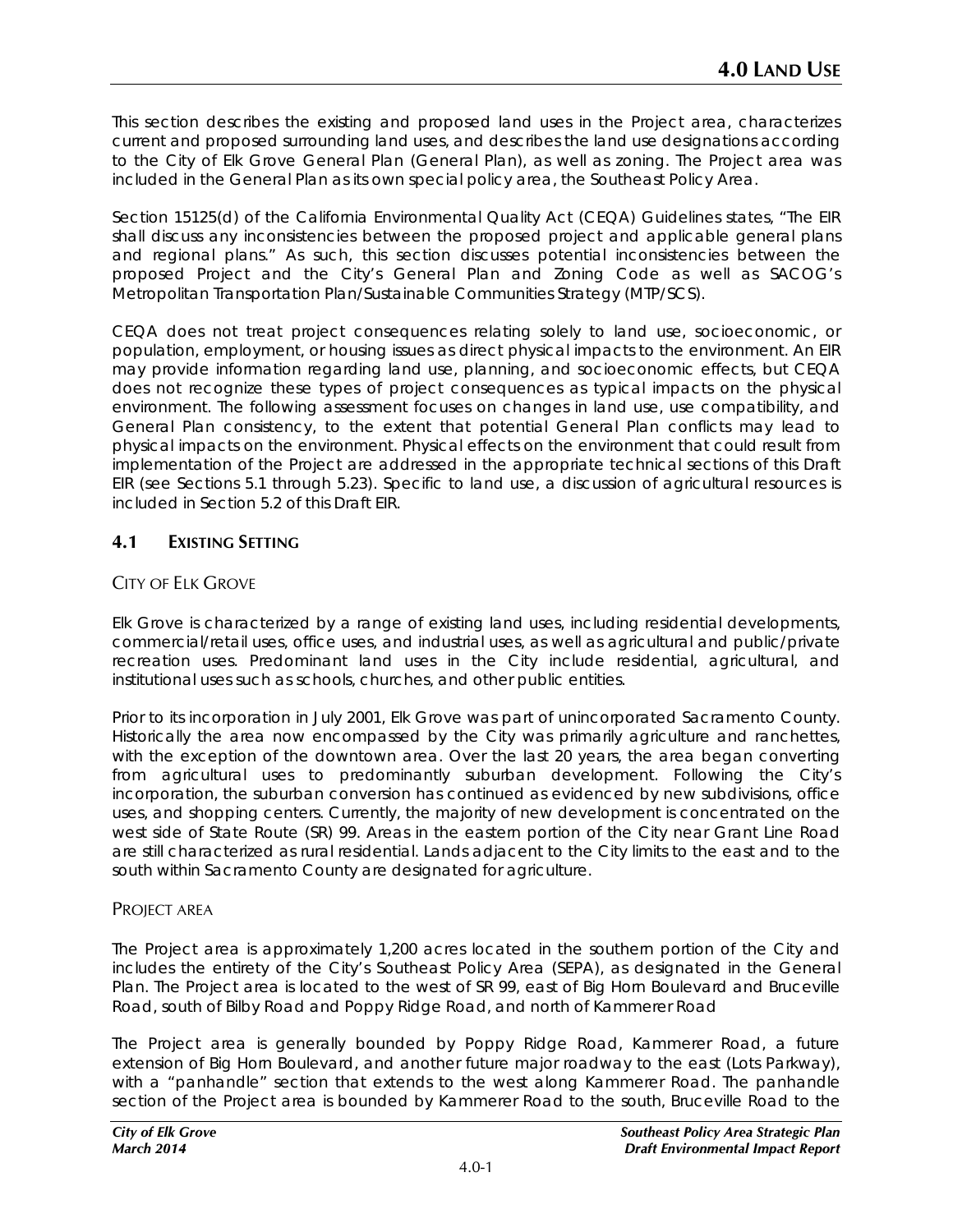# 4.0 LAND USE

This section describes the existing and proposed land uses in the Project area, characterizes current and proposed surrounding land uses, and describes the land use designations according to the City of Elk Grove General Plan (General Plan), as well as zoning. The Project area was included in the General Plan as its own special policy area, the Southeast Policy Area.

Section 15125(d) of the California Environmental Quality Act (CEQA) Guidelines states, "The EIR shall discuss any inconsistencies between the proposed project and applicable general plans and regional plans." As such, this section discusses potential inconsistencies between the proposed Project and the City's General Plan and Zoning Code as well as SACOG's Metropolitan Transportation Plan/Sustainable Communities Strategy (MTP/SCS).

CEQA does not treat project consequences relating solely to land use, socioeconomic, or population, employment, or housing issues as direct physical impacts to the environment. An EIR may provide information regarding land use, planning, and socioeconomic effects, but CEQA does not recognize these types of project consequences as typical impacts on the physical environment. The following assessment focuses on changes in land use, use compatibility, and General Plan consistency, to the extent that potential General Plan conflicts may lead to physical impacts on the environment. Physical effects on the environment that could result from implementation of the Project are addressed in the appropriate technical sections of this Draft EIR (see Sections 5.1 through 5.23). Specific to land use, a discussion of agricultural resources is included in Section 5.2 of this Draft EIR.

## 4.1 EXISTING SETTING

### CITY OF ELK GROVE

Elk Grove is characterized by a range of existing land uses, including residential developments, commercial/retail uses, office uses, and industrial uses, as well as agricultural and public/private recreation uses. Predominant land uses in the City include residential, agricultural, and institutional uses such as schools, churches, and other public entities.

Prior to its incorporation in July 2001, Elk Grove was part of unincorporated Sacramento County. Historically the area now encompassed by the City was primarily agriculture and ranchettes, with the exception of the downtown area. Over the last 20 years, the area began converting from agricultural uses to predominantly suburban development. Following the City's incorporation, the suburban conversion has continued as evidenced by new subdivisions, office uses, and shopping centers. Currently, the majority of new development is concentrated on the west side of State Route (SR) 99. Areas in the eastern portion of the City near Grant Line Road are still characterized as rural residential. Lands adjacent to the City limits to the east and to the south within Sacramento County are designated for agriculture.

### PROJECT AREA

The Project area is approximately 1,200 acres located in the southern portion of the City and includes the entirety of the City's Southeast Policy Area (SEPA), as designated in the General Plan. The Project area is located to the west of SR 99, east of Big Horn Boulevard and Bruceville Road, south of Bilby Road and Poppy Ridge Road, and north of Kammerer Road

The Project area is generally bounded by Poppy Ridge Road, Kammerer Road, a future extension of Big Horn Boulevard, and another future major roadway to the east (Lots Parkway), with a "panhandle" section that extends to the west along Kammerer Road. The panhandle section of the Project area is bounded by Kammerer Road to the south, Bruceville Road to the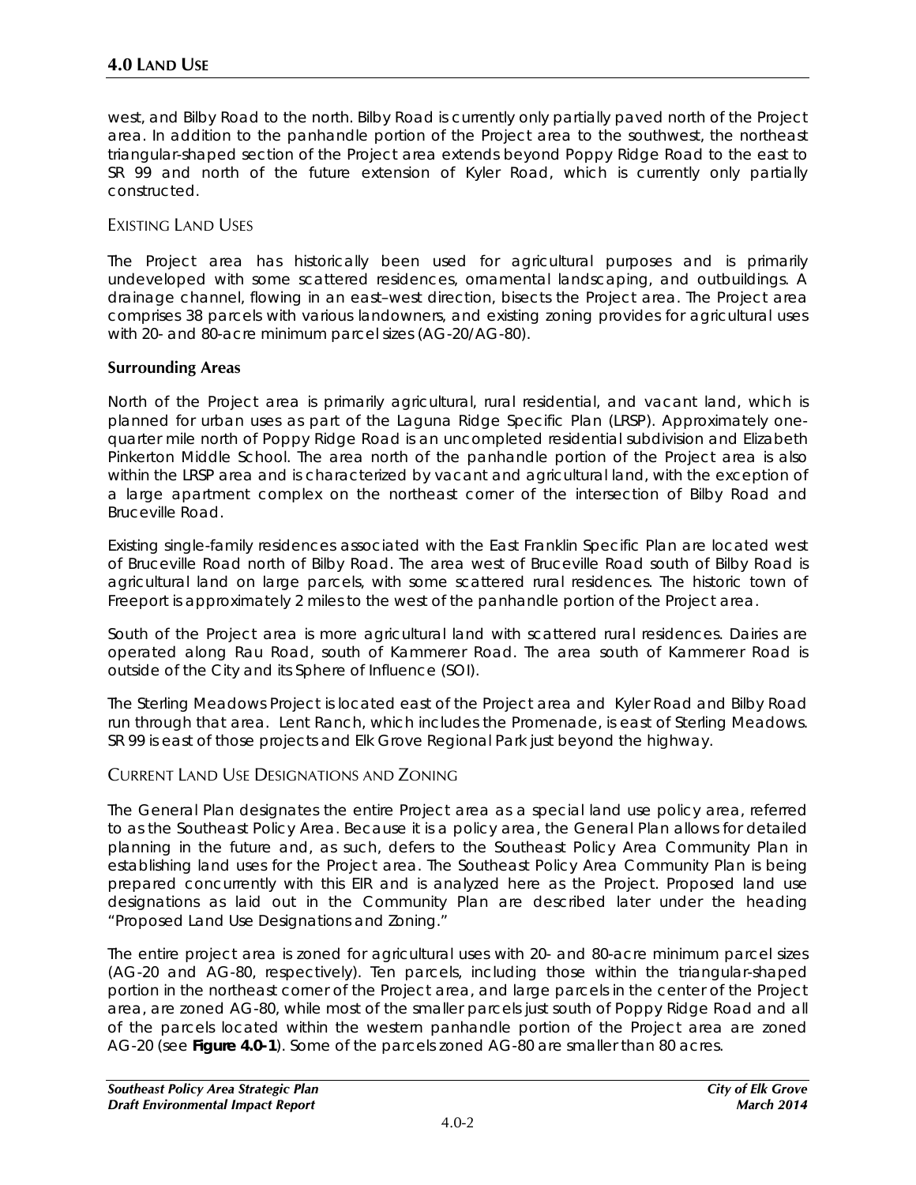west, and Bilby Road to the north. Bilby Road is currently only partially paved north of the Project area. In addition to the panhandle portion of the Project area to the southwest, the northeast triangular-shaped section of the Project area extends beyond Poppy Ridge Road to the east to SR 99 and north of the future extension of Kyler Road, which is currently only partially constructed.

## EXISTING LAND USES

The Project area has historically been used for agricultural purposes and is primarily undeveloped with some scattered residences, ornamental landscaping, and outbuildings. A drainage channel, flowing in an east–west direction, bisects the Project area. The Project area comprises 38 parcels with various landowners, and existing zoning provides for agricultural uses with 20- and 80-acre minimum parcel sizes (AG-20/AG-80).

### Surrounding Areas

North of the Project area is primarily agricultural, rural residential, and vacant land, which is planned for urban uses as part of the Laguna Ridge Specific Plan (LRSP). Approximately one-quarter mile north of Poppy Ridge Road is an uncompleted residential subdivision and Elizabeth Pinkerton Middle School. The area north of the panhandle portion of the Project area is also within the LRSP area and is characterized by vacant and agricultural land, with the exception of a large apartment complex on the northeast corner of the intersection of Bilby Road and Bruceville Road.

Existing single-family residences associated with the East Franklin Specific Plan are located west of Bruceville Road north of Bilby Road. The area west of Bruceville Road south of Bilby Road is agricultural land on large parcels, with some scattered rural residences. The historic town of Freeport is approximately 2 miles to the west of the panhandle portion of the Project area.

South of the Project area is more agricultural land with scattered rural residences. Dairies are operated along Rau Road, south of Kammerer Road. The area south of Kammerer Road is outside of the City and its Sphere of Influence (SOI).

The Sterling Meadows Project is located east of the Project area and Kyler Road and Bilby Road run through that area. Lent Ranch, which includes the Promenade, is east of Sterling Meadows. SR 99 is east of those projects and Elk Grove Regional Park just beyond the highway.

## CURRENT LAND USE DESIGNATIONS AND ZONING

The General Plan designates the entire Project area as a special land use policy area, referred to as the Southeast Policy Area. Because it is a policy area, the General Plan allows for detailed planning in the future and, as such, defers to the Southeast Policy Area Community Plan in establishing land uses for the Project area. The Southeast Policy Area Community Plan is being prepared concurrently with this EIR and is analyzed here as the Project. Proposed land use designations as laid out in the Community Plan are described later under the heading "Proposed Land Use Designations and Zoning."

The entire project area is zoned for agricultural uses with 20- and 80-acre minimum parcel sizes (AG-20 and AG-80, respectively). Ten parcels, including those within the triangular-shaped portion in the northeast corner of the Project area, and large parcels in the center of the Project area, are zoned AG-80, while most of the smaller parcels just south of Poppy Ridge Road and all of the parcels located within the western panhandle portion of the Project area are zoned AG-20 (see **Figure 4.0-1**). Some of the parcels zoned AG-80 are smaller than 80 acres.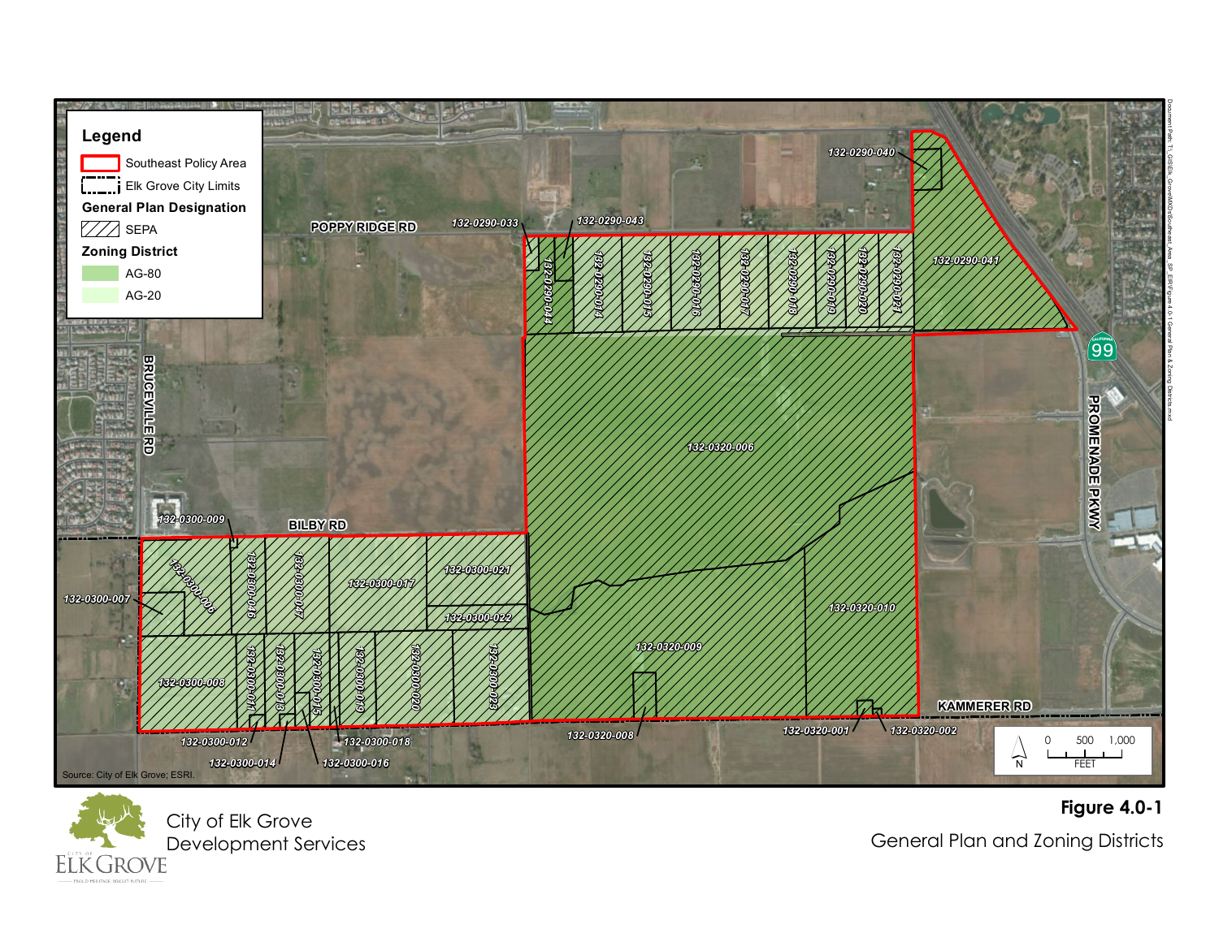Legend

- Southeast Policy Area
- Elk Grove City Limits

General Plan Designation

- SEPA

Zoning District

- AG-80
- AG-20

POPPY RIDGE RD

BRUCEVILLE RD

BILBY RD

KAMMERER RD

PROMENADE PKWY

99

132-0290-040
132-0290-033
132-0290-043
132-0290-044
132-0290-014
132-0290-015
132-0290-016
132-0290-017
132-0290-018
132-0290-019
132-0290-020
132-0290-021
132-0290-041
132-0320-006
132-0300-009
132-0300-006
132-0300-046
132-0300-047
132-0300-017
132-0300-021
132-0300-022
132-0300-007
132-0300-008
132-0300-011
132-0300-013
132-0300-015
132-0300-019
132-0300-020
132-0300-023
132-0320-009
132-0320-010
132-0320-008
132-0320-001
132-0320-002
132-0300-012
132-0300-014
132-0300-018
132-0300-016

0 500 1,000 FEET

N

Source: City of Elk Grove; ESRI.

City of Elk Grove
Development Services

**Figure 4.0-1**

General Plan and Zoning Districts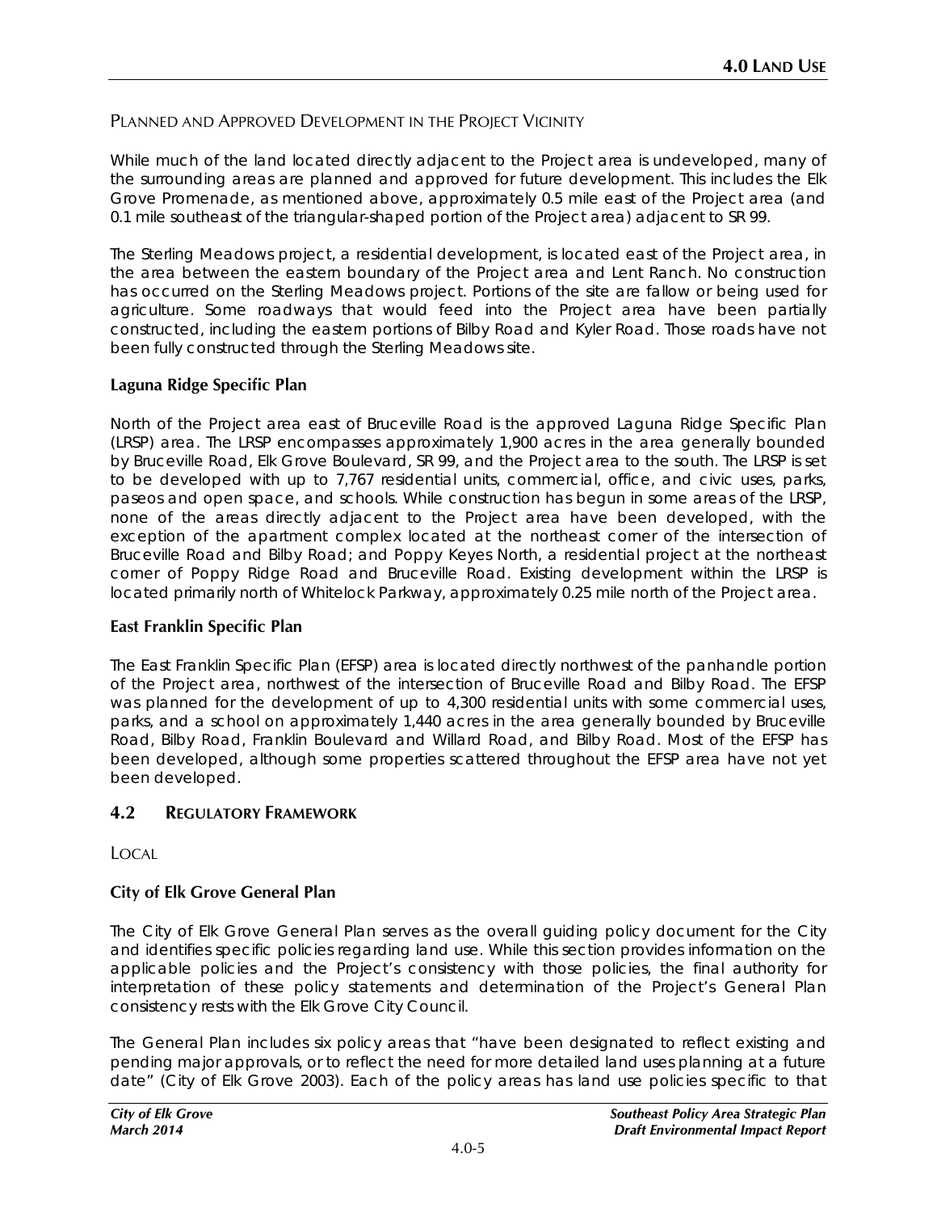### Planned and Approved Development in the Project Vicinity

While much of the land located directly adjacent to the Project area is undeveloped, many of the surrounding areas are planned and approved for future development. This includes the Elk Grove Promenade, as mentioned above, approximately 0.5 mile east of the Project area (and 0.1 mile southeast of the triangular-shaped portion of the Project area) adjacent to SR 99.

The Sterling Meadows project, a residential development, is located east of the Project area, in the area between the eastern boundary of the Project area and Lent Ranch. No construction has occurred on the Sterling Meadows project. Portions of the site are fallow or being used for agriculture. Some roadways that would feed into the Project area have been partially constructed, including the eastern portions of Bilby Road and Kyler Road. Those roads have not been fully constructed through the Sterling Meadows site.

**Laguna Ridge Specific Plan**

North of the Project area east of Bruceville Road is the approved Laguna Ridge Specific Plan (LRSP) area. The LRSP encompasses approximately 1,900 acres in the area generally bounded by Bruceville Road, Elk Grove Boulevard, SR 99, and the Project area to the south. The LRSP is set to be developed with up to 7,767 residential units, commercial, office, and civic uses, parks, paseos and open space, and schools. While construction has begun in some areas of the LRSP, none of the areas directly adjacent to the Project area have been developed, with the exception of the apartment complex located at the northeast corner of the intersection of Bruceville Road and Bilby Road; and Poppy Keyes North, a residential project at the northeast corner of Poppy Ridge Road and Bruceville Road. Existing development within the LRSP is located primarily north of Whitelock Parkway, approximately 0.25 mile north of the Project area.

**East Franklin Specific Plan**

The East Franklin Specific Plan (EFSP) area is located directly northwest of the panhandle portion of the Project area, northwest of the intersection of Bruceville Road and Bilby Road. The EFSP was planned for the development of up to 4,300 residential units with some commercial uses, parks, and a school on approximately 1,440 acres in the area generally bounded by Bruceville Road, Bilby Road, Franklin Boulevard and Willard Road, and Bilby Road. Most of the EFSP has been developed, although some properties scattered throughout the EFSP area have not yet been developed.

## 4.2 Regulatory Framework

### Local

**City of Elk Grove General Plan**

The City of Elk Grove General Plan serves as the overall guiding policy document for the City and identifies specific policies regarding land use. While this section provides information on the applicable policies and the Project's consistency with those policies, the final authority for interpretation of these policy statements and determination of the Project's General Plan consistency rests with the Elk Grove City Council.

The General Plan includes six policy areas that "have been designated to reflect existing and pending major approvals, or to reflect the need for more detailed land uses planning at a future date" (City of Elk Grove 2003). Each of the policy areas has land use policies specific to that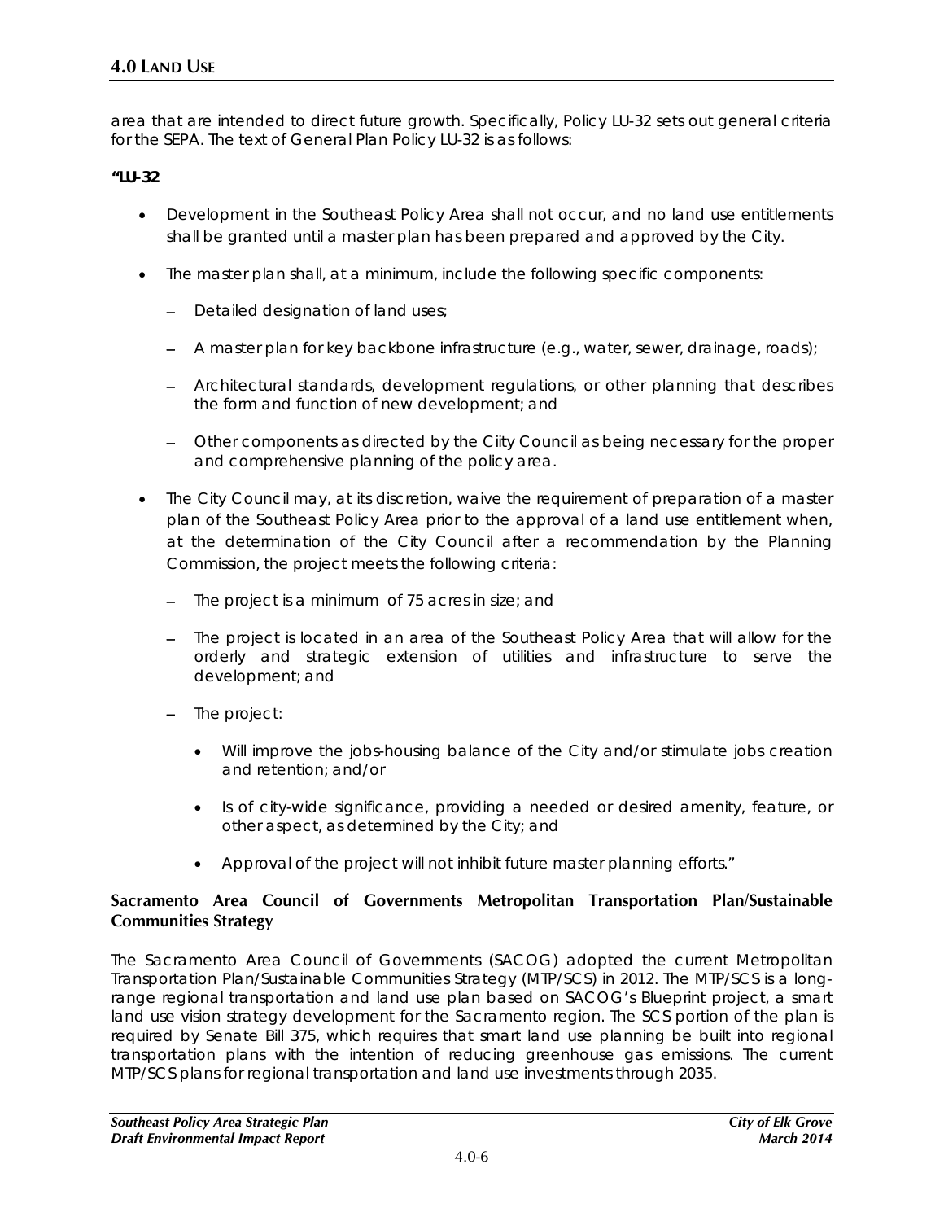area that are intended to direct future growth. Specifically, Policy LU-32 sets out general criteria for the SEPA. The text of General Plan Policy LU-32 is as follows:

**"LU-32**

- Development in the Southeast Policy Area shall not occur, and no land use entitlements shall be granted until a master plan has been prepared and approved by the City.
- The master plan shall, at a minimum, include the following specific components:
  - Detailed designation of land uses;
  - A master plan for key backbone infrastructure (e.g., water, sewer, drainage, roads);
  - Architectural standards, development regulations, or other planning that describes the form and function of new development; and
  - Other components as directed by the Ciity Council as being necessary for the proper and comprehensive planning of the policy area.
- The City Council may, at its discretion, waive the requirement of preparation of a master plan of the Southeast Policy Area prior to the approval of a land use entitlement when, at the determination of the City Council after a recommendation by the Planning Commission, the project meets the following criteria:
  - The project is a minimum of 75 acres in size; and
  - The project is located in an area of the Southeast Policy Area that will allow for the orderly and strategic extension of utilities and infrastructure to serve the development; and
  - The project:
    - Will improve the jobs-housing balance of the City and/or stimulate jobs creation and retention; and/or
    - Is of city-wide significance, providing a needed or desired amenity, feature, or other aspect, as determined by the City; and
    - Approval of the project will not inhibit future master planning efforts."

### Sacramento Area Council of Governments Metropolitan Transportation Plan/Sustainable Communities Strategy

The Sacramento Area Council of Governments (SACOG) adopted the current Metropolitan Transportation Plan/Sustainable Communities Strategy (MTP/SCS) in 2012. The MTP/SCS is a long-range regional transportation and land use plan based on SACOG's Blueprint project, a smart land use vision strategy development for the Sacramento region. The SCS portion of the plan is required by Senate Bill 375, which requires that smart land use planning be built into regional transportation plans with the intention of reducing greenhouse gas emissions. The current MTP/SCS plans for regional transportation and land use investments through 2035.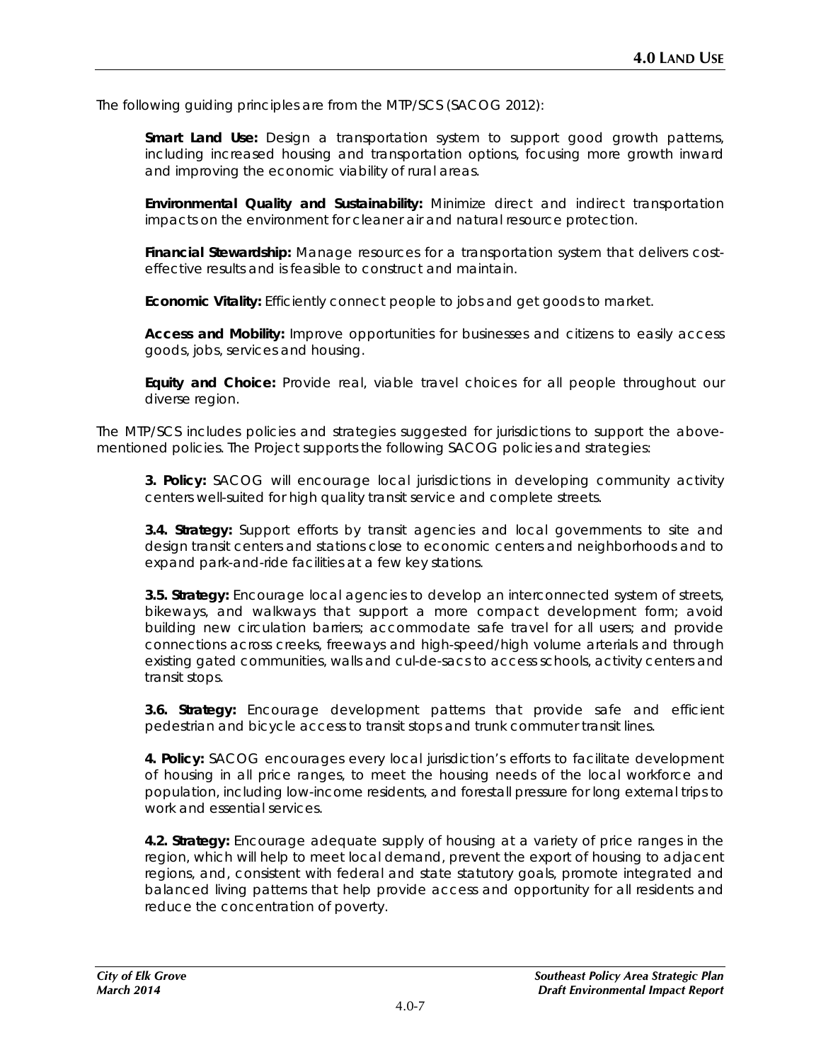The following guiding principles are from the MTP/SCS (SACOG 2012):

> **Smart Land Use:** Design a transportation system to support good growth patterns, including increased housing and transportation options, focusing more growth inward and improving the economic viability of rural areas.
>
> **Environmental Quality and Sustainability:** Minimize direct and indirect transportation impacts on the environment for cleaner air and natural resource protection.
>
> **Financial Stewardship:** Manage resources for a transportation system that delivers cost-effective results and is feasible to construct and maintain.
>
> **Economic Vitality:** Efficiently connect people to jobs and get goods to market.
>
> **Access and Mobility:** Improve opportunities for businesses and citizens to easily access goods, jobs, services and housing.
>
> **Equity and Choice:** Provide real, viable travel choices for all people throughout our diverse region.

The MTP/SCS includes policies and strategies suggested for jurisdictions to support the above-mentioned policies. The Project supports the following SACOG policies and strategies:

> **3. Policy:** SACOG will encourage local jurisdictions in developing community activity centers well-suited for high quality transit service and complete streets.
>
> **3.4. Strategy:** Support efforts by transit agencies and local governments to site and design transit centers and stations close to economic centers and neighborhoods and to expand park-and-ride facilities at a few key stations.
>
> **3.5. Strategy:** Encourage local agencies to develop an interconnected system of streets, bikeways, and walkways that support a more compact development form; avoid building new circulation barriers; accommodate safe travel for all users; and provide connections across creeks, freeways and high-speed/high volume arterials and through existing gated communities, walls and cul-de-sacs to access schools, activity centers and transit stops.
>
> **3.6. Strategy:** Encourage development patterns that provide safe and efficient pedestrian and bicycle access to transit stops and trunk commuter transit lines.
>
> **4. Policy:** SACOG encourages every local jurisdiction's efforts to facilitate development of housing in all price ranges, to meet the housing needs of the local workforce and population, including low-income residents, and forestall pressure for long external trips to work and essential services.
>
> **4.2. Strategy:** Encourage adequate supply of housing at a variety of price ranges in the region, which will help to meet local demand, prevent the export of housing to adjacent regions, and, consistent with federal and state statutory goals, promote integrated and balanced living patterns that help provide access and opportunity for all residents and reduce the concentration of poverty.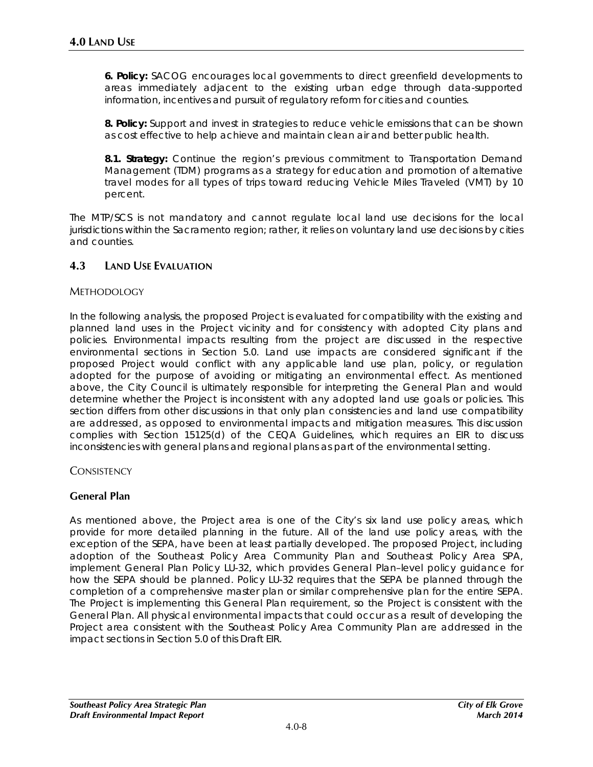**6. Policy:** SACOG encourages local governments to direct greenfield developments to areas immediately adjacent to the existing urban edge through data-supported information, incentives and pursuit of regulatory reform for cities and counties.

**8. Policy:** Support and invest in strategies to reduce vehicle emissions that can be shown as cost effective to help achieve and maintain clean air and better public health.

**8.1. Strategy:** Continue the region's previous commitment to Transportation Demand Management (TDM) programs as a strategy for education and promotion of alternative travel modes for all types of trips toward reducing Vehicle Miles Traveled (VMT) by 10 percent.

The MTP/SCS is not mandatory and cannot regulate local land use decisions for the local jurisdictions within the Sacramento region; rather, it relies on voluntary land use decisions by cities and counties.

## 4.3 Land Use Evaluation

### Methodology

In the following analysis, the proposed Project is evaluated for compatibility with the existing and planned land uses in the Project vicinity and for consistency with adopted City plans and policies. Environmental impacts resulting from the project are discussed in the respective environmental sections in Section 5.0. Land use impacts are considered significant if the proposed Project would conflict with any applicable land use plan, policy, or regulation adopted for the purpose of avoiding or mitigating an environmental effect. As mentioned above, the City Council is ultimately responsible for interpreting the General Plan and would determine whether the Project is inconsistent with any adopted land use goals or policies. This section differs from other discussions in that only plan consistencies and land use compatibility are addressed, as opposed to environmental impacts and mitigation measures. This discussion complies with Section 15125(d) of the CEQA Guidelines, which requires an EIR to discuss inconsistencies with general plans and regional plans as part of the environmental setting.

### Consistency

#### General Plan

As mentioned above, the Project area is one of the City's six land use policy areas, which provide for more detailed planning in the future. All of the land use policy areas, with the exception of the SEPA, have been at least partially developed. The proposed Project, including adoption of the Southeast Policy Area Community Plan and Southeast Policy Area SPA, implement General Plan Policy LU-32, which provides General Plan–level policy guidance for how the SEPA should be planned. Policy LU-32 requires that the SEPA be planned through the completion of a comprehensive master plan or similar comprehensive plan for the entire SEPA. The Project is implementing this General Plan requirement, so the Project is consistent with the General Plan. All physical environmental impacts that could occur as a result of developing the Project area consistent with the Southeast Policy Area Community Plan are addressed in the impact sections in Section 5.0 of this Draft EIR.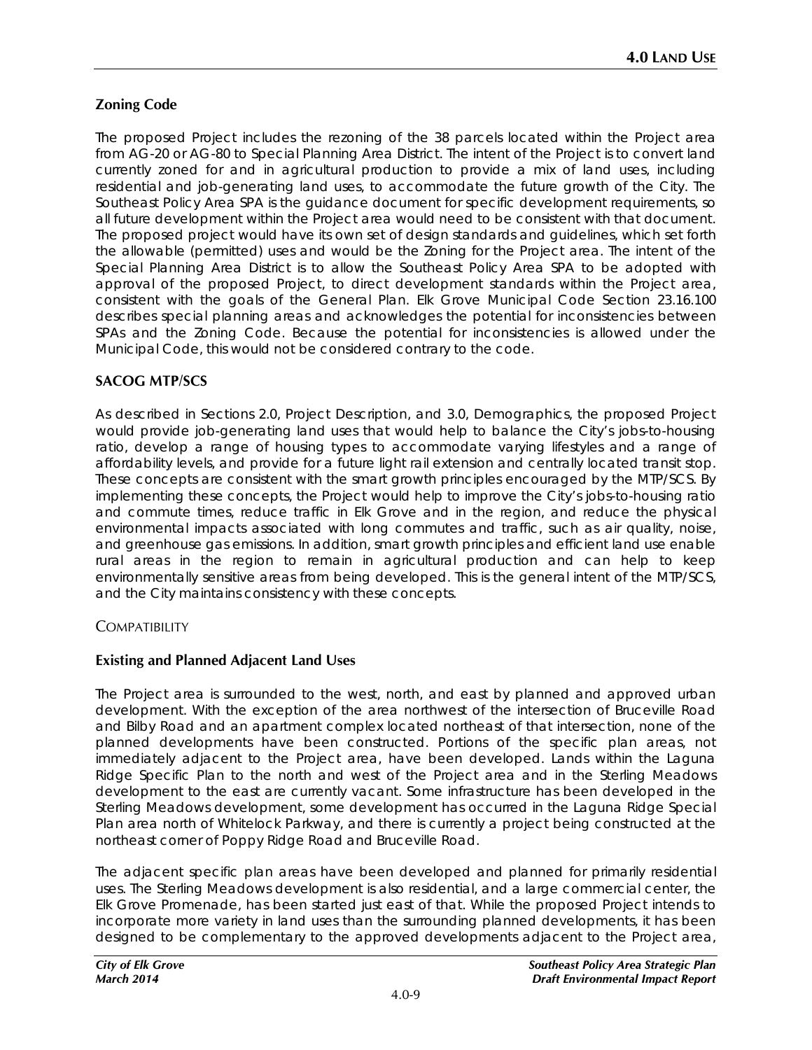**Zoning Code**

The proposed Project includes the rezoning of the 38 parcels located within the Project area from AG-20 or AG-80 to Special Planning Area District. The intent of the Project is to convert land currently zoned for and in agricultural production to provide a mix of land uses, including residential and job-generating land uses, to accommodate the future growth of the City. The Southeast Policy Area SPA is the guidance document for specific development requirements, so all future development within the Project area would need to be consistent with that document. The proposed project would have its own set of design standards and guidelines, which set forth the allowable (permitted) uses and would be the Zoning for the Project area. The intent of the Special Planning Area District is to allow the Southeast Policy Area SPA to be adopted with approval of the proposed Project, to direct development standards within the Project area, consistent with the goals of the General Plan. Elk Grove Municipal Code Section 23.16.100 describes special planning areas and acknowledges the potential for inconsistencies between SPAs and the Zoning Code. Because the potential for inconsistencies is allowed under the Municipal Code, this would not be considered contrary to the code.

**SACOG MTP/SCS**

As described in Sections 2.0, Project Description, and 3.0, Demographics, the proposed Project would provide job-generating land uses that would help to balance the City's jobs-to-housing ratio, develop a range of housing types to accommodate varying lifestyles and a range of affordability levels, and provide for a future light rail extension and centrally located transit stop. These concepts are consistent with the smart growth principles encouraged by the MTP/SCS. By implementing these concepts, the Project would help to improve the City's jobs-to-housing ratio and commute times, reduce traffic in Elk Grove and in the region, and reduce the physical environmental impacts associated with long commutes and traffic, such as air quality, noise, and greenhouse gas emissions. In addition, smart growth principles and efficient land use enable rural areas in the region to remain in agricultural production and can help to keep environmentally sensitive areas from being developed. This is the general intent of the MTP/SCS, and the City maintains consistency with these concepts.

### COMPATIBILITY

**Existing and Planned Adjacent Land Uses**

The Project area is surrounded to the west, north, and east by planned and approved urban development. With the exception of the area northwest of the intersection of Bruceville Road and Bilby Road and an apartment complex located northeast of that intersection, none of the planned developments have been constructed. Portions of the specific plan areas, not immediately adjacent to the Project area, have been developed. Lands within the Laguna Ridge Specific Plan to the north and west of the Project area and in the Sterling Meadows development to the east are currently vacant. Some infrastructure has been developed in the Sterling Meadows development, some development has occurred in the Laguna Ridge Special Plan area north of Whitelock Parkway, and there is currently a project being constructed at the northeast corner of Poppy Ridge Road and Bruceville Road.

The adjacent specific plan areas have been developed and planned for primarily residential uses. The Sterling Meadows development is also residential, and a large commercial center, the Elk Grove Promenade, has been started just east of that. While the proposed Project intends to incorporate more variety in land uses than the surrounding planned developments, it has been designed to be complementary to the approved developments adjacent to the Project area,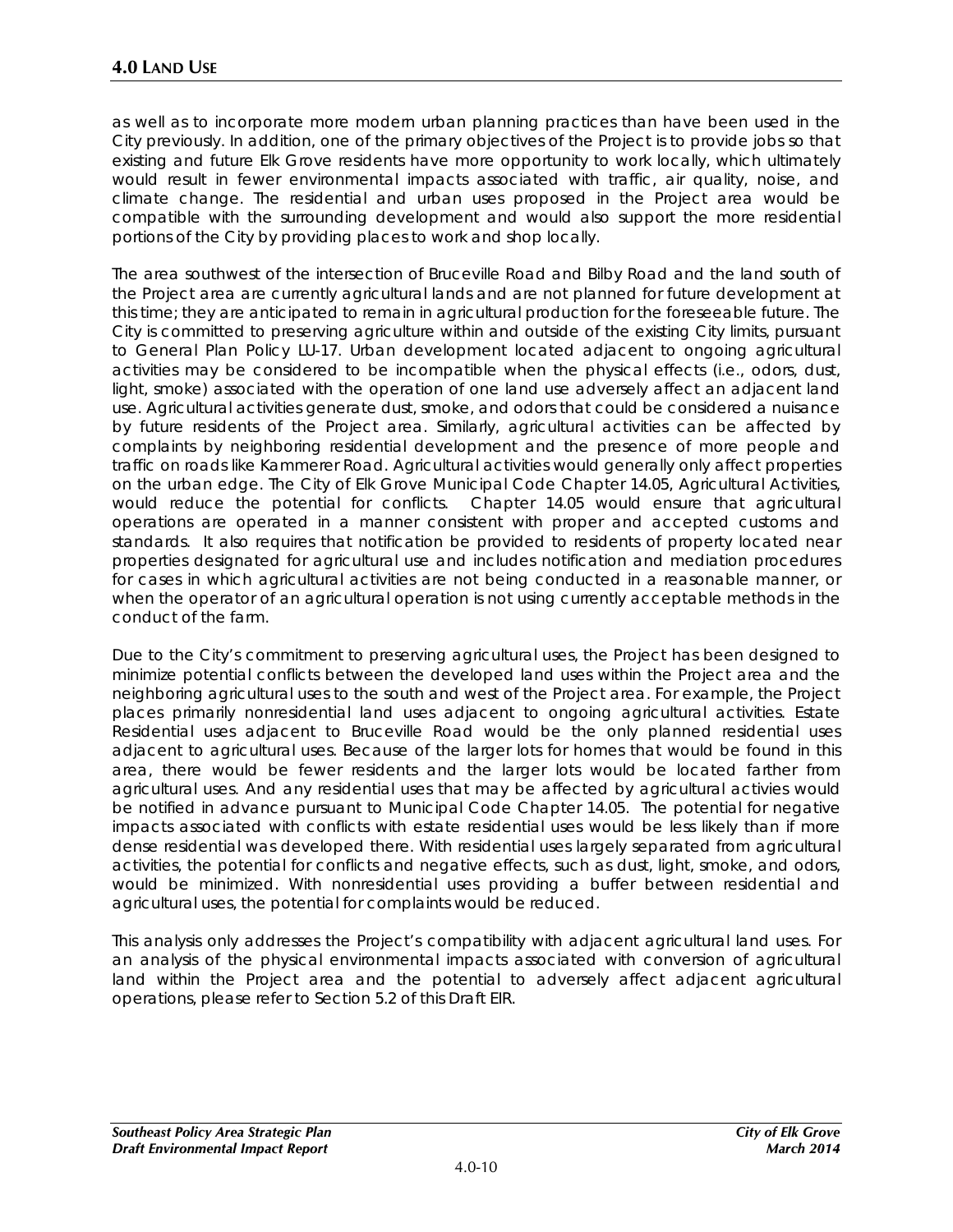as well as to incorporate more modern urban planning practices than have been used in the City previously. In addition, one of the primary objectives of the Project is to provide jobs so that existing and future Elk Grove residents have more opportunity to work locally, which ultimately would result in fewer environmental impacts associated with traffic, air quality, noise, and climate change. The residential and urban uses proposed in the Project area would be compatible with the surrounding development and would also support the more residential portions of the City by providing places to work and shop locally.

The area southwest of the intersection of Bruceville Road and Bilby Road and the land south of the Project area are currently agricultural lands and are not planned for future development at this time; they are anticipated to remain in agricultural production for the foreseeable future. The City is committed to preserving agriculture within and outside of the existing City limits, pursuant to General Plan Policy LU-17. Urban development located adjacent to ongoing agricultural activities may be considered to be incompatible when the physical effects (i.e., odors, dust, light, smoke) associated with the operation of one land use adversely affect an adjacent land use. Agricultural activities generate dust, smoke, and odors that could be considered a nuisance by future residents of the Project area. Similarly, agricultural activities can be affected by complaints by neighboring residential development and the presence of more people and traffic on roads like Kammerer Road. Agricultural activities would generally only affect properties on the urban edge. The City of Elk Grove Municipal Code Chapter 14.05, Agricultural Activities, would reduce the potential for conflicts. Chapter 14.05 would ensure that agricultural operations are operated in a manner consistent with proper and accepted customs and standards. It also requires that notification be provided to residents of property located near properties designated for agricultural use and includes notification and mediation procedures for cases in which agricultural activities are not being conducted in a reasonable manner, or when the operator of an agricultural operation is not using currently acceptable methods in the conduct of the farm.

Due to the City's commitment to preserving agricultural uses, the Project has been designed to minimize potential conflicts between the developed land uses within the Project area and the neighboring agricultural uses to the south and west of the Project area. For example, the Project places primarily nonresidential land uses adjacent to ongoing agricultural activities. Estate Residential uses adjacent to Bruceville Road would be the only planned residential uses adjacent to agricultural uses. Because of the larger lots for homes that would be found in this area, there would be fewer residents and the larger lots would be located farther from agricultural uses. And any residential uses that may be affected by agricultural activies would be notified in advance pursuant to Municipal Code Chapter 14.05. The potential for negative impacts associated with conflicts with estate residential uses would be less likely than if more dense residential was developed there. With residential uses largely separated from agricultural activities, the potential for conflicts and negative effects, such as dust, light, smoke, and odors, would be minimized. With nonresidential uses providing a buffer between residential and agricultural uses, the potential for complaints would be reduced.

This analysis only addresses the Project's compatibility with adjacent agricultural land uses. For an analysis of the physical environmental impacts associated with conversion of agricultural land within the Project area and the potential to adversely affect adjacent agricultural operations, please refer to Section 5.2 of this Draft EIR.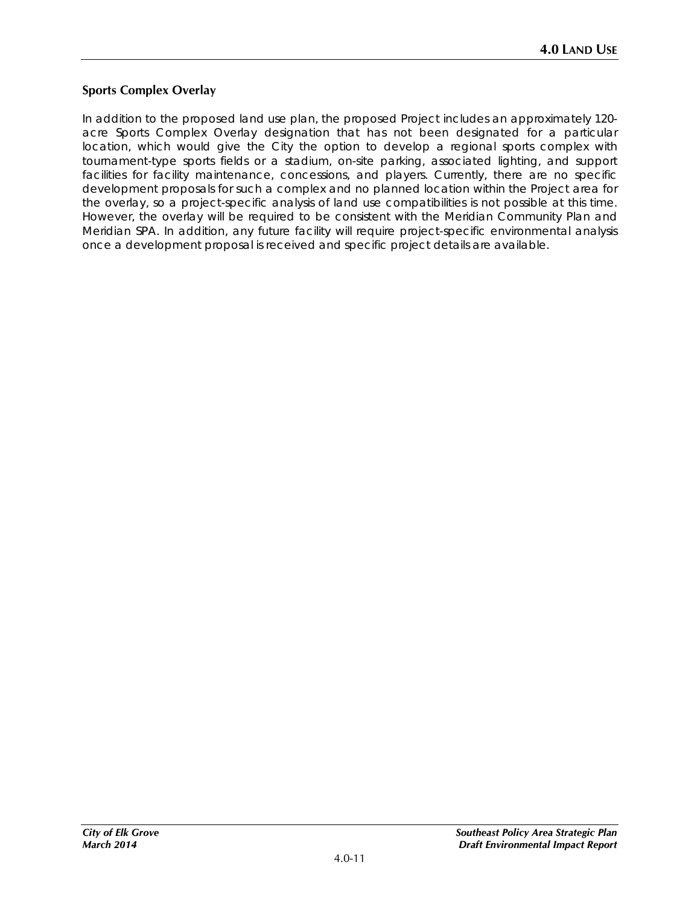### Sports Complex Overlay

In addition to the proposed land use plan, the proposed Project includes an approximately 120-acre Sports Complex Overlay designation that has not been designated for a particular location, which would give the City the option to develop a regional sports complex with tournament-type sports fields or a stadium, on-site parking, associated lighting, and support facilities for facility maintenance, concessions, and players. Currently, there are no specific development proposals for such a complex and no planned location within the Project area for the overlay, so a project-specific analysis of land use compatibilities is not possible at this time. However, the overlay will be required to be consistent with the Meridian Community Plan and Meridian SPA. In addition, any future facility will require project-specific environmental analysis once a development proposal is received and specific project details are available.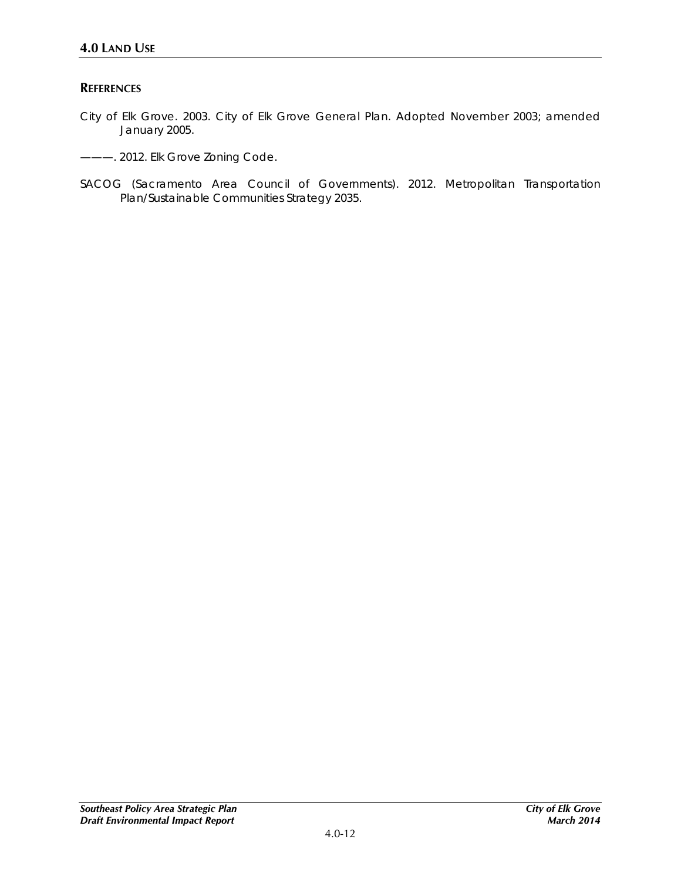## REFERENCES

City of Elk Grove. 2003. City of Elk Grove General Plan. Adopted November 2003; amended January 2005.

———. 2012. Elk Grove Zoning Code.

SACOG (Sacramento Area Council of Governments). 2012. Metropolitan Transportation Plan/Sustainable Communities Strategy 2035.